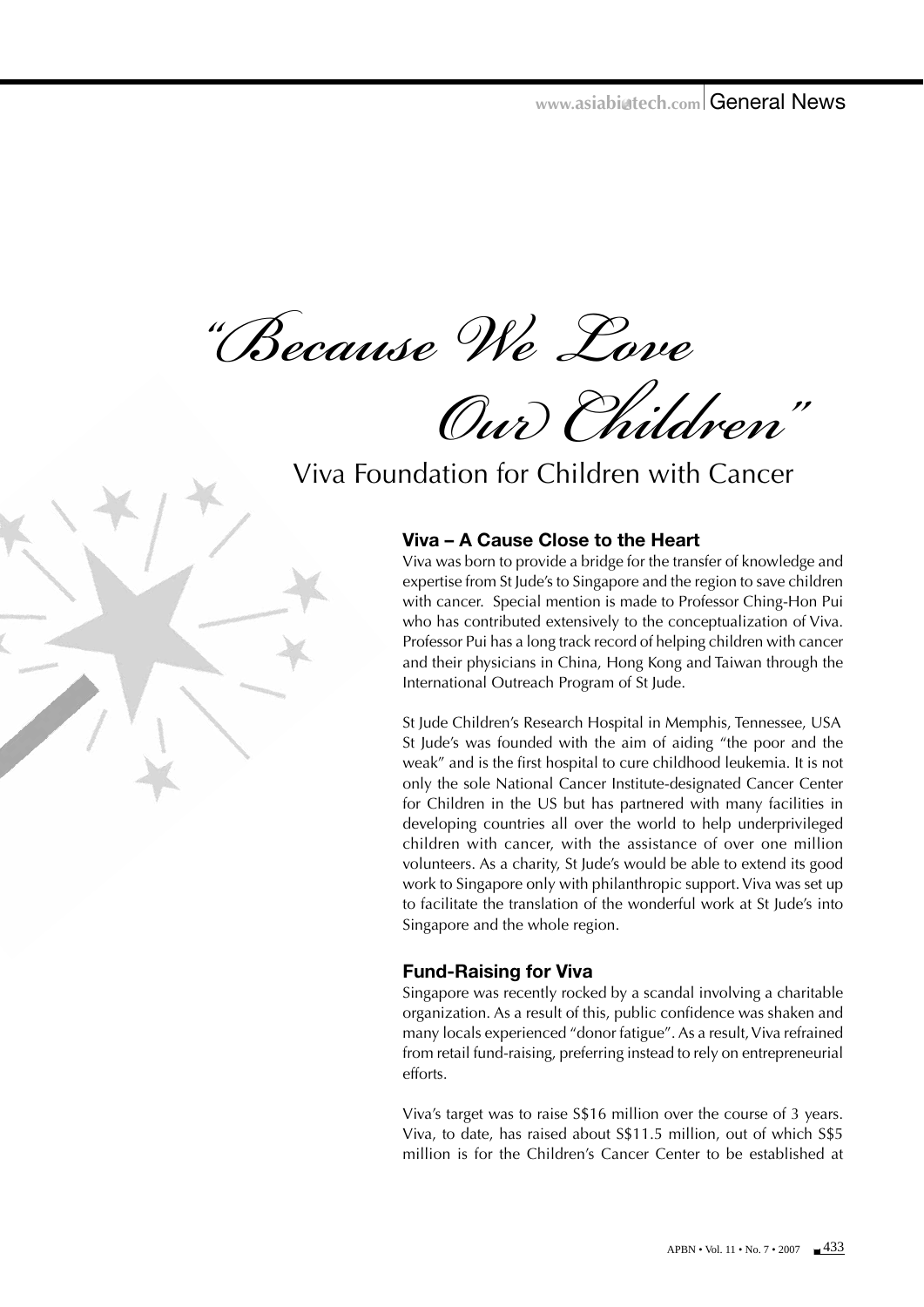# "Because We Love Our Children"

## Viva Foundation for Children with Cancer

### Viva – A Cause Close to the Heart

Viva was born to provide a bridge for the transfer of knowledge and expertise from St Jude's to Singapore and the region to save children with cancer. Special mention is made to Professor Ching-Hon Pui who has contributed extensively to the conceptualization of Viva. Professor Pui has a long track record of helping children with cancer and their physicians in China, Hong Kong and Taiwan through the International Outreach Program of St Jude.

St Jude Children's Research Hospital in Memphis, Tennessee, USA St Jude's was founded with the aim of aiding "the poor and the weak" and is the first hospital to cure childhood leukemia. It is not only the sole National Cancer Institute-designated Cancer Center for Children in the US but has partnered with many facilities in developing countries all over the world to help underprivileged children with cancer, with the assistance of over one million volunteers. As a charity, St Jude's would be able to extend its good work to Singapore only with philanthropic support. Viva was set up to facilitate the translation of the wonderful work at St Jude's into Singapore and the whole region.

### Fund-Raising for Viva

Singapore was recently rocked by a scandal involving a charitable organization. As a result of this, public confidence was shaken and many locals experienced "donor fatigue". As a result, Viva refrained from retail fund-raising, preferring instead to rely on entrepreneurial efforts.

Viva's target was to raise S$16 million over the course of 3 years. Viva, to date, has raised about S$11.5 million, out of which S$5 million is for the Children's Cancer Center to be established at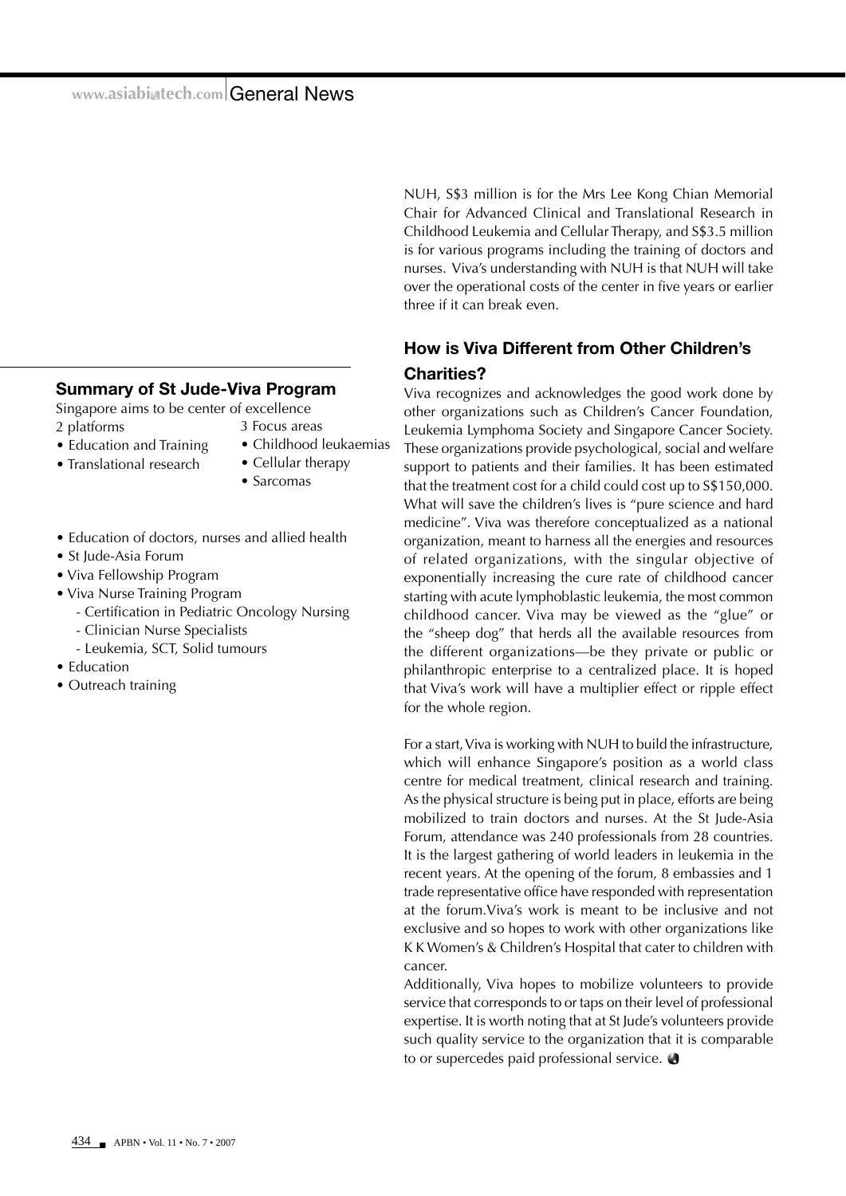NUH, S$3 million is for the Mrs Lee Kong Chian Memorial Chair for Advanced Clinical and Translational Research in Childhood Leukemia and Cellular Therapy, and S$3.5 million is for various programs including the training of doctors and nurses. Viva's understanding with NUH is that NUH will take over the operational costs of the center in five years or earlier three if it can break even.

### Summary of St Jude-Viva Program

Singapore aims to be center of excellence

2 platforms

- Education and Training
- Translational research

3 Focus areas

- Childhood leukaemias
- Cellular therapy
- Sarcomas

- Education of doctors, nurses and allied health
- St Jude-Asia Forum
- Viva Fellowship Program
- Viva Nurse Training Program
  - Certification in Pediatric Oncology Nursing
  - Clinician Nurse Specialists
  - Leukemia, SCT, Solid tumours
- Education
- Outreach training

## How is Viva Different from Other Children's Charities?

Viva recognizes and acknowledges the good work done by other organizations such as Children's Cancer Foundation, Leukemia Lymphoma Society and Singapore Cancer Society. These organizations provide psychological, social and welfare support to patients and their families. It has been estimated that the treatment cost for a child could cost up to S$150,000. What will save the children's lives is "pure science and hard medicine". Viva was therefore conceptualized as a national organization, meant to harness all the energies and resources of related organizations, with the singular objective of exponentially increasing the cure rate of childhood cancer starting with acute lymphoblastic leukemia, the most common childhood cancer. Viva may be viewed as the "glue" or the "sheep dog" that herds all the available resources from the different organizations—be they private or public or philanthropic enterprise to a centralized place. It is hoped that Viva's work will have a multiplier effect or ripple effect for the whole region.

For a start, Viva is working with NUH to build the infrastructure, which will enhance Singapore's position as a world class centre for medical treatment, clinical research and training. As the physical structure is being put in place, efforts are being mobilized to train doctors and nurses. At the St Jude-Asia Forum, attendance was 240 professionals from 28 countries. It is the largest gathering of world leaders in leukemia in the recent years. At the opening of the forum, 8 embassies and 1 trade representative office have responded with representation at the forum.Viva's work is meant to be inclusive and not exclusive and so hopes to work with other organizations like K K Women's & Children's Hospital that cater to children with cancer.

Additionally, Viva hopes to mobilize volunteers to provide service that corresponds to or taps on their level of professional expertise. It is worth noting that at St Jude's volunteers provide such quality service to the organization that it is comparable to or supercedes paid professional service.